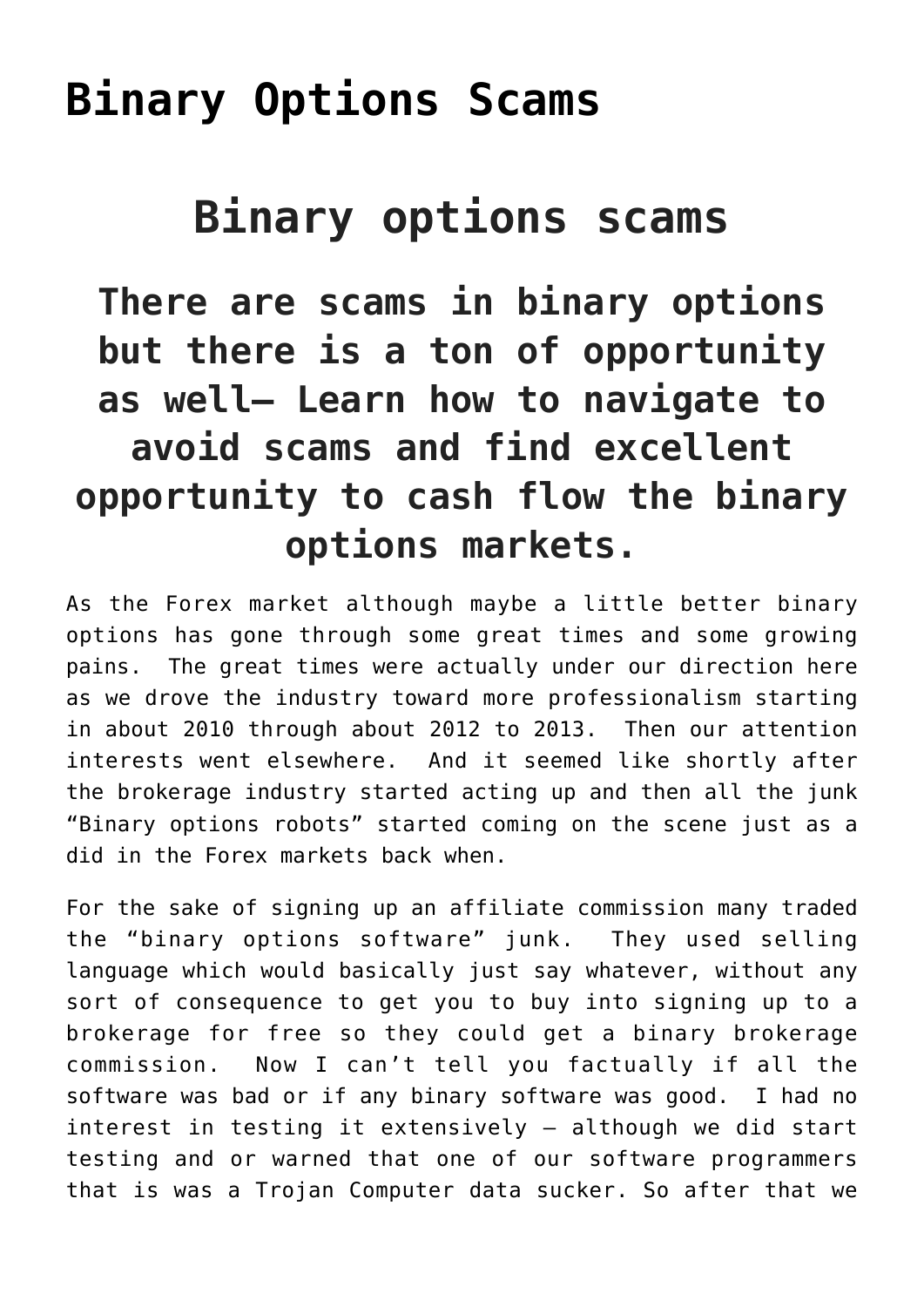# Binary Options Scams

## Binary options scams

### There are scams in binary options but there is a ton of opportunity as well– Learn how to navigate to avoid scams and find excellent opportunity to cash flow the binary options markets.

As the Forex market although maybe a little better binary options has gone through some great times and some growing pains. The great times were actually under our direction here as we drove the industry toward more professionalism starting in about 2010 through about 2012 to 2013. Then our attention interests went elsewhere. And it seemed like shortly after the brokerage industry started acting up and then all the junk "Binary options robots" started coming on the scene just as a did in the Forex markets back when.

For the sake of signing up an affiliate commission many traded the "binary options software" junk. They used selling language which would basically just say whatever, without any sort of consequence to get you to buy into signing up to a brokerage for free so they could get a binary brokerage commission. Now I can't tell you factually if all the software was bad or if any binary software was good. I had no interest in testing it extensively – although we did start testing and or warned that one of our software programmers that is was a Trojan Computer data sucker. So after that we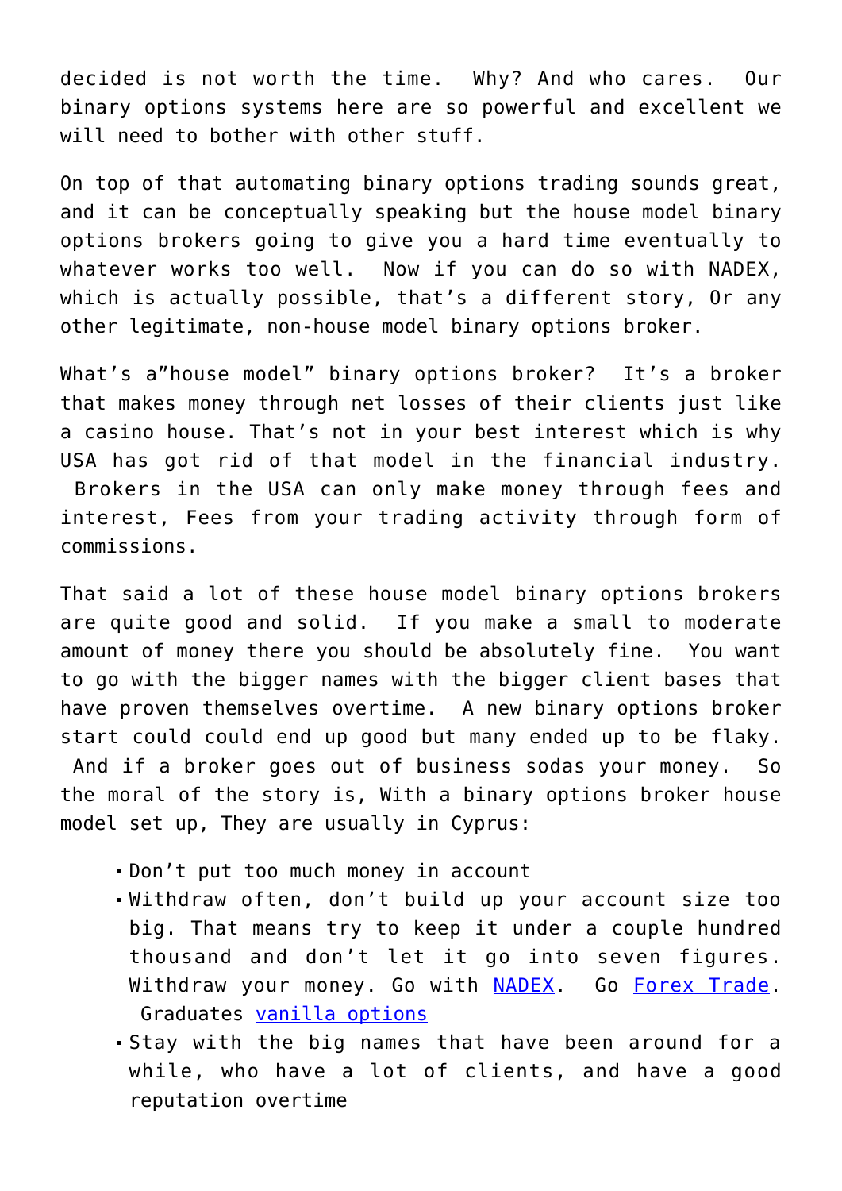decided is not worth the time. Why? And who cares. Our binary options systems here are so powerful and excellent we will need to bother with other stuff.

On top of that automating binary options trading sounds great, and it can be conceptually speaking but the house model binary options brokers going to give you a hard time eventually to whatever works too well. Now if you can do so with NADEX, which is actually possible, that's a different story, Or any other legitimate, non-house model binary options broker.

What's a"house model" binary options broker? It's a broker that makes money through net losses of their clients just like a casino house. That's not in your best interest which is why USA has got rid of that model in the financial industry. Brokers in the USA can only make money through fees and interest, Fees from your trading activity through form of commissions.

That said a lot of these house model binary options brokers are quite good and solid. If you make a small to moderate amount of money there you should be absolutely fine. You want to go with the bigger names with the bigger client bases that have proven themselves overtime. A new binary options broker start could could end up good but many ended up to be flaky. And if a broker goes out of business sodas your money. So the moral of the story is, With a binary options broker house model set up, They are usually in Cyprus:

- Don't put too much money in account
- Withdraw often, don't build up your account size too big. That means try to keep it under a couple hundred thousand and don't let it go into seven figures. Withdraw your money. Go with NADEX. Go Forex Trade. Graduates vanilla options
- Stay with the big names that have been around for a while, who have a lot of clients, and have a good reputation overtime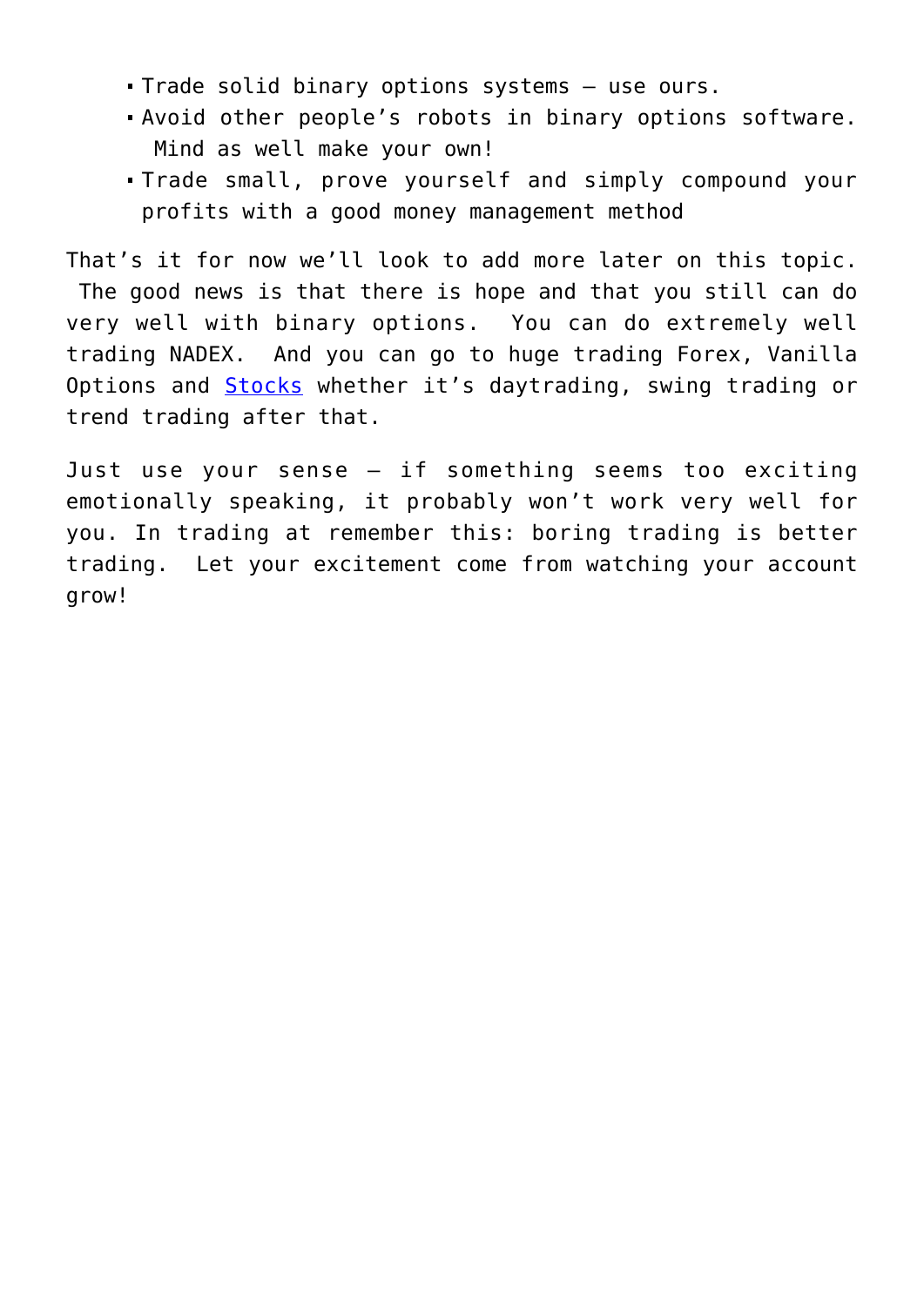- Trade solid binary options systems – use ours.
- Avoid other people's robots in binary options software. Mind as well make your own!
- Trade small, prove yourself and simply compound your profits with a good money management method

That's it for now we'll look to add more later on this topic. The good news is that there is hope and that you still can do very well with binary options. You can do extremely well trading NADEX. And you can go to huge trading Forex, Vanilla Options and Stocks whether it's daytrading, swing trading or trend trading after that.

Just use your sense – if something seems too exciting emotionally speaking, it probably won't work very well for you. In trading at remember this: boring trading is better trading. Let your excitement come from watching your account grow!